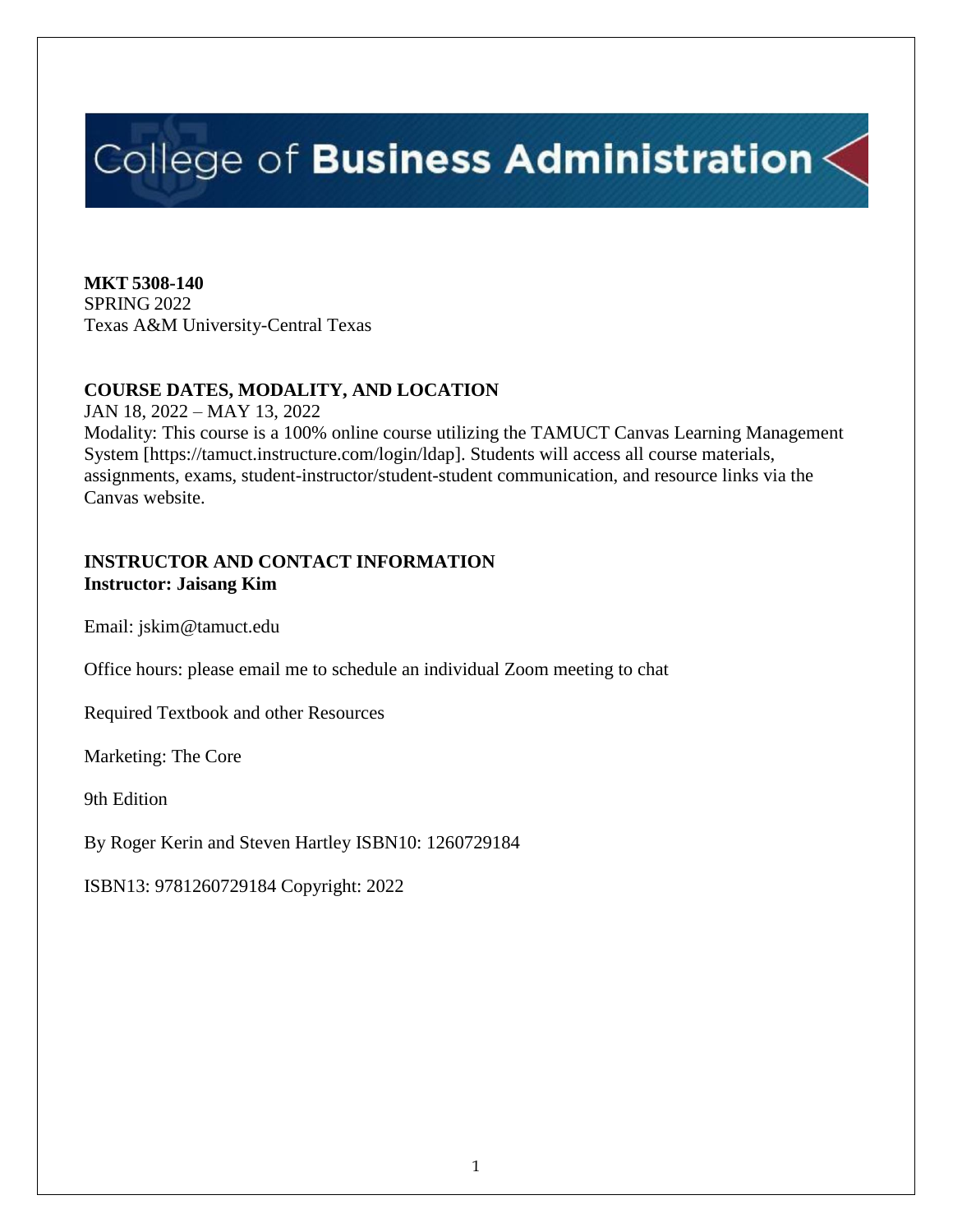# College of Business Administration

**MKT 5308-140**
SPRING 2022
Texas A&M University-Central Texas

## COURSE DATES, MODALITY, AND LOCATION

JAN 18, 2022 – MAY 13, 2022
Modality: This course is a 100% online course utilizing the TAMUCT Canvas Learning Management System [https://tamuct.instructure.com/login/ldap]. Students will access all course materials, assignments, exams, student-instructor/student-student communication, and resource links via the Canvas website.

## INSTRUCTOR AND CONTACT INFORMATION

**Instructor: Jaisang Kim**

Email: jskim@tamuct.edu

Office hours: please email me to schedule an individual Zoom meeting to chat

Required Textbook and other Resources

Marketing: The Core

9th Edition

By Roger Kerin and Steven Hartley ISBN10: 1260729184

ISBN13: 9781260729184 Copyright: 2022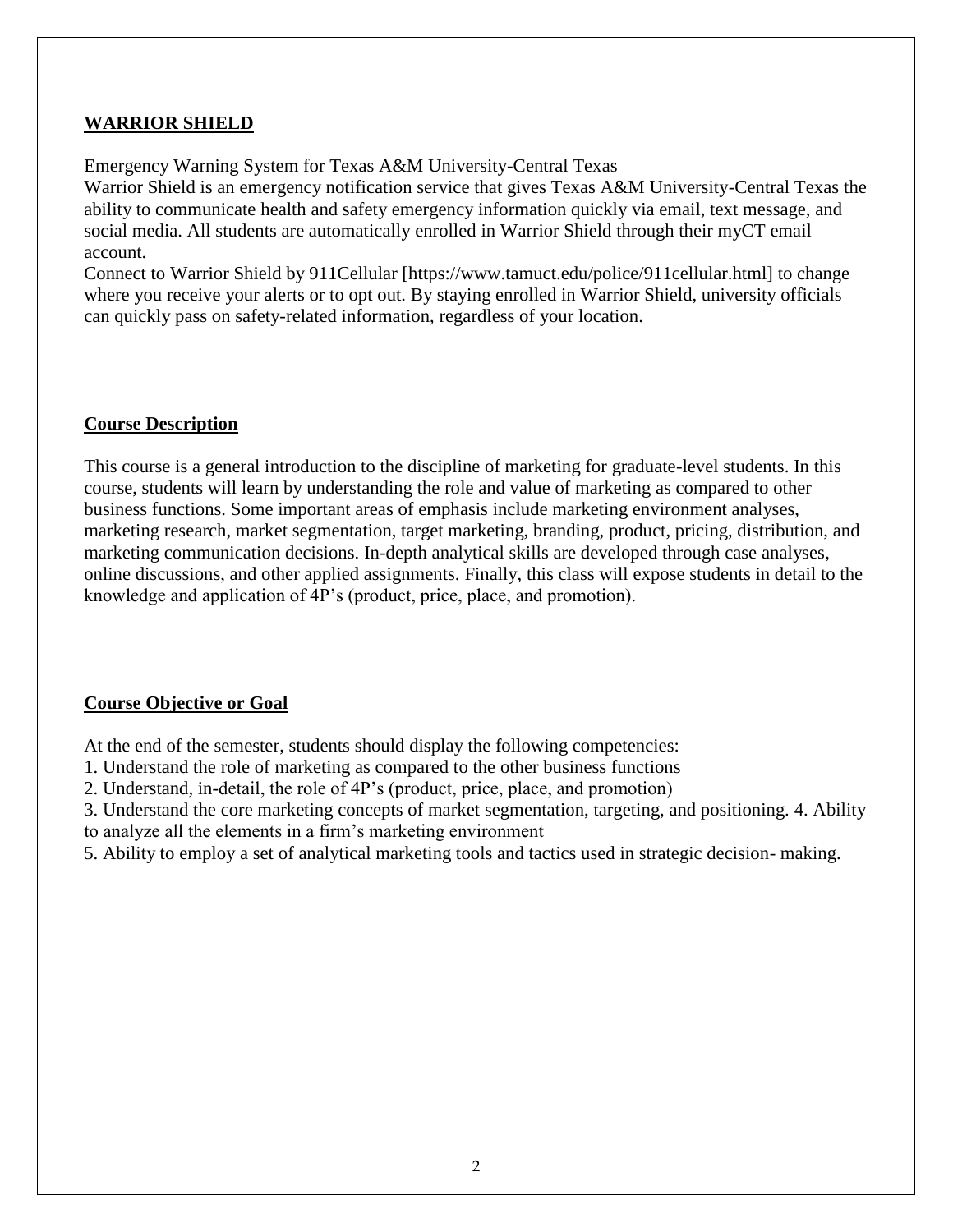## WARRIOR SHIELD

Emergency Warning System for Texas A&M University-Central Texas
Warrior Shield is an emergency notification service that gives Texas A&M University-Central Texas the ability to communicate health and safety emergency information quickly via email, text message, and social media. All students are automatically enrolled in Warrior Shield through their myCT email account.
Connect to Warrior Shield by 911Cellular [https://www.tamuct.edu/police/911cellular.html] to change where you receive your alerts or to opt out. By staying enrolled in Warrior Shield, university officials can quickly pass on safety-related information, regardless of your location.

## Course Description

This course is a general introduction to the discipline of marketing for graduate-level students. In this course, students will learn by understanding the role and value of marketing as compared to other business functions. Some important areas of emphasis include marketing environment analyses, marketing research, market segmentation, target marketing, branding, product, pricing, distribution, and marketing communication decisions. In-depth analytical skills are developed through case analyses, online discussions, and other applied assignments. Finally, this class will expose students in detail to the knowledge and application of 4P's (product, price, place, and promotion).

## Course Objective or Goal

At the end of the semester, students should display the following competencies:

1. Understand the role of marketing as compared to the other business functions
2. Understand, in-detail, the role of 4P's (product, price, place, and promotion)
3. Understand the core marketing concepts of market segmentation, targeting, and positioning. 4. Ability to analyze all the elements in a firm's marketing environment
5. Ability to employ a set of analytical marketing tools and tactics used in strategic decision- making.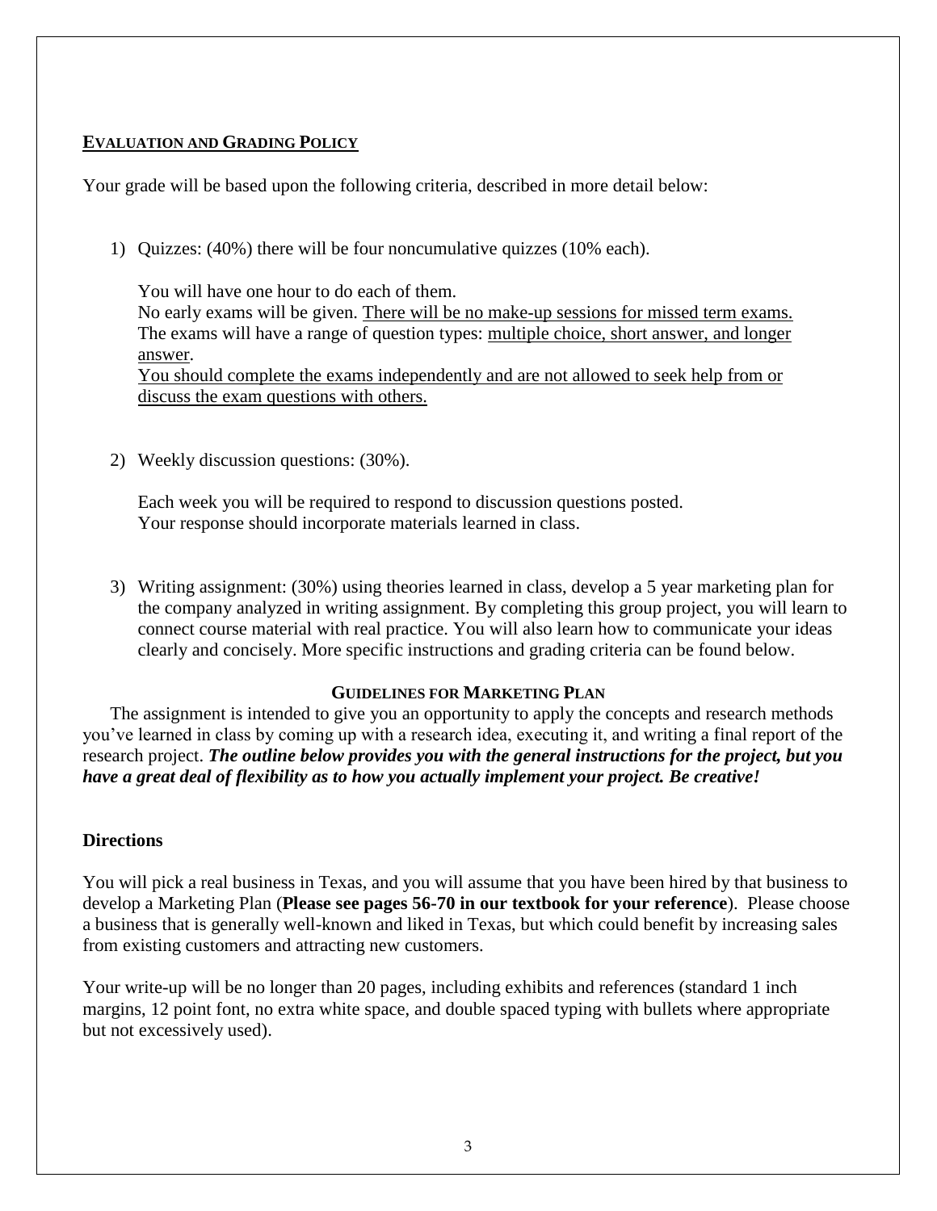## EVALUATION AND GRADING POLICY

Your grade will be based upon the following criteria, described in more detail below:

1) Quizzes: (40%) there will be four noncumulative quizzes (10% each).

   You will have one hour to do each of them.
   No early exams will be given. There will be no make-up sessions for missed term exams.
   The exams will have a range of question types: multiple choice, short answer, and longer answer.
   You should complete the exams independently and are not allowed to seek help from or discuss the exam questions with others.

2) Weekly discussion questions: (30%).

   Each week you will be required to respond to discussion questions posted.
   Your response should incorporate materials learned in class.

3) Writing assignment: (30%) using theories learned in class, develop a 5 year marketing plan for the company analyzed in writing assignment. By completing this group project, you will learn to connect course material with real practice. You will also learn how to communicate your ideas clearly and concisely. More specific instructions and grading criteria can be found below.

### GUIDELINES FOR MARKETING PLAN

The assignment is intended to give you an opportunity to apply the concepts and research methods you've learned in class by coming up with a research idea, executing it, and writing a final report of the research project. ***The outline below provides you with the general instructions for the project, but you have a great deal of flexibility as to how you actually implement your project. Be creative!***

### Directions

You will pick a real business in Texas, and you will assume that you have been hired by that business to develop a Marketing Plan (**Please see pages 56-70 in our textbook for your reference**). Please choose a business that is generally well-known and liked in Texas, but which could benefit by increasing sales from existing customers and attracting new customers.

Your write-up will be no longer than 20 pages, including exhibits and references (standard 1 inch margins, 12 point font, no extra white space, and double spaced typing with bullets where appropriate but not excessively used).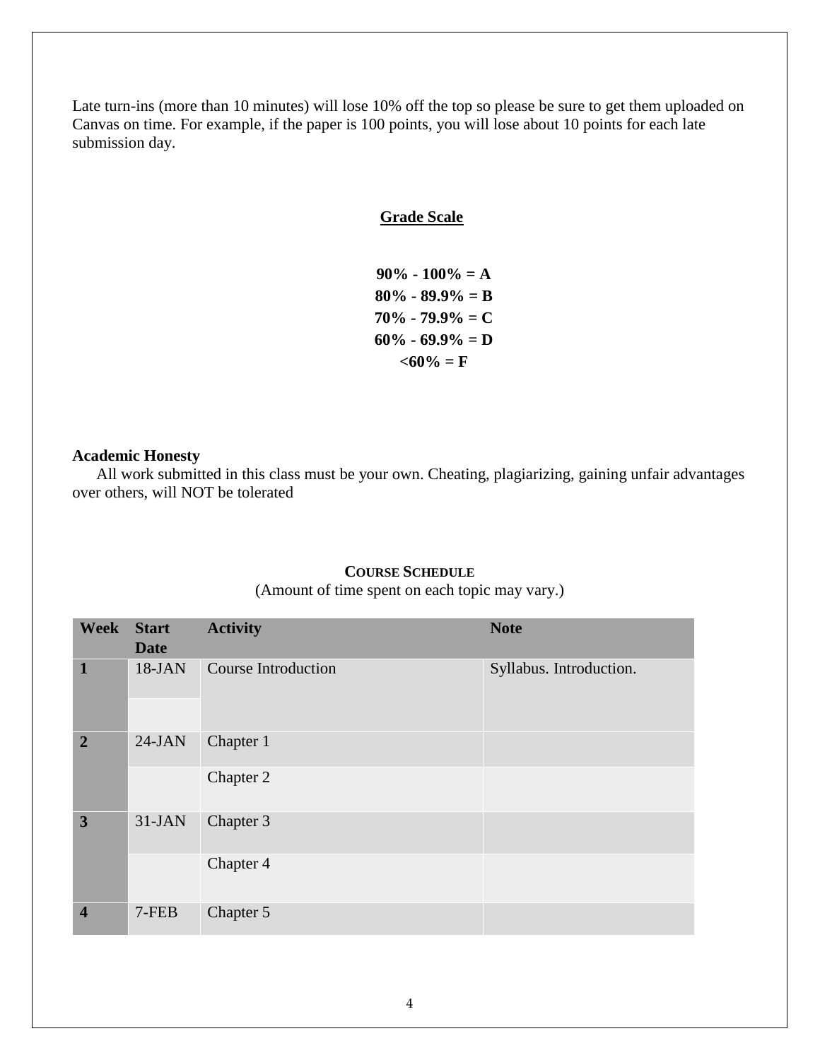Late turn-ins (more than 10 minutes) will lose 10% off the top so please be sure to get them uploaded on Canvas on time. For example, if the paper is 100 points, you will lose about 10 points for each late submission day.

## Grade Scale

**90% - 100% = A**
**80% - 89.9% = B**
**70% - 79.9% = C**
**60% - 69.9% = D**
**<60% = F**

**Academic Honesty**

All work submitted in this class must be your own. Cheating, plagiarizing, gaining unfair advantages over others, will NOT be tolerated

## COURSE SCHEDULE

(Amount of time spent on each topic may vary.)

| Week | Start Date | Activity | Note |
|---|---|---|---|
| **1** | 18-JAN | Course Introduction | Syllabus. Introduction. |
| | | | |
| **2** | 24-JAN | Chapter 1 | |
| | | Chapter 2 | |
| **3** | 31-JAN | Chapter 3 | |
| | | Chapter 4 | |
| **4** | 7-FEB | Chapter 5 | |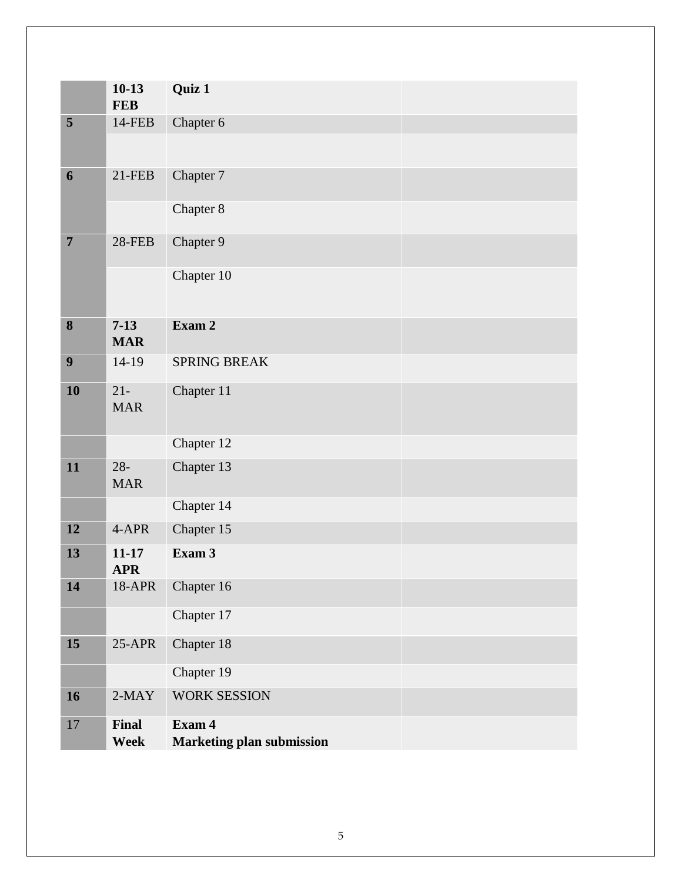| | | | |
|---|---|---|---|
| | **10-13 FEB** | **Quiz 1** | |
| **5** | 14-FEB | Chapter 6 | |
| | | | |
| **6** | 21-FEB | Chapter 7 | |
| | | Chapter 8 | |
| **7** | 28-FEB | Chapter 9 | |
| | | Chapter 10 | |
| **8** | **7-13 MAR** | **Exam 2** | |
| **9** | 14-19 | SPRING BREAK | |
| **10** | 21-MAR | Chapter 11 | |
| | | Chapter 12 | |
| **11** | 28-MAR | Chapter 13 | |
| | | Chapter 14 | |
| **12** | 4-APR | Chapter 15 | |
| **13** | **11-17 APR** | **Exam 3** | |
| **14** | 18-APR | Chapter 16 | |
| | | Chapter 17 | |
| **15** | 25-APR | Chapter 18 | |
| | | Chapter 19 | |
| **16** | 2-MAY | WORK SESSION | |
| 17 | **Final Week** | **Exam 4** **Marketing plan submission** | |